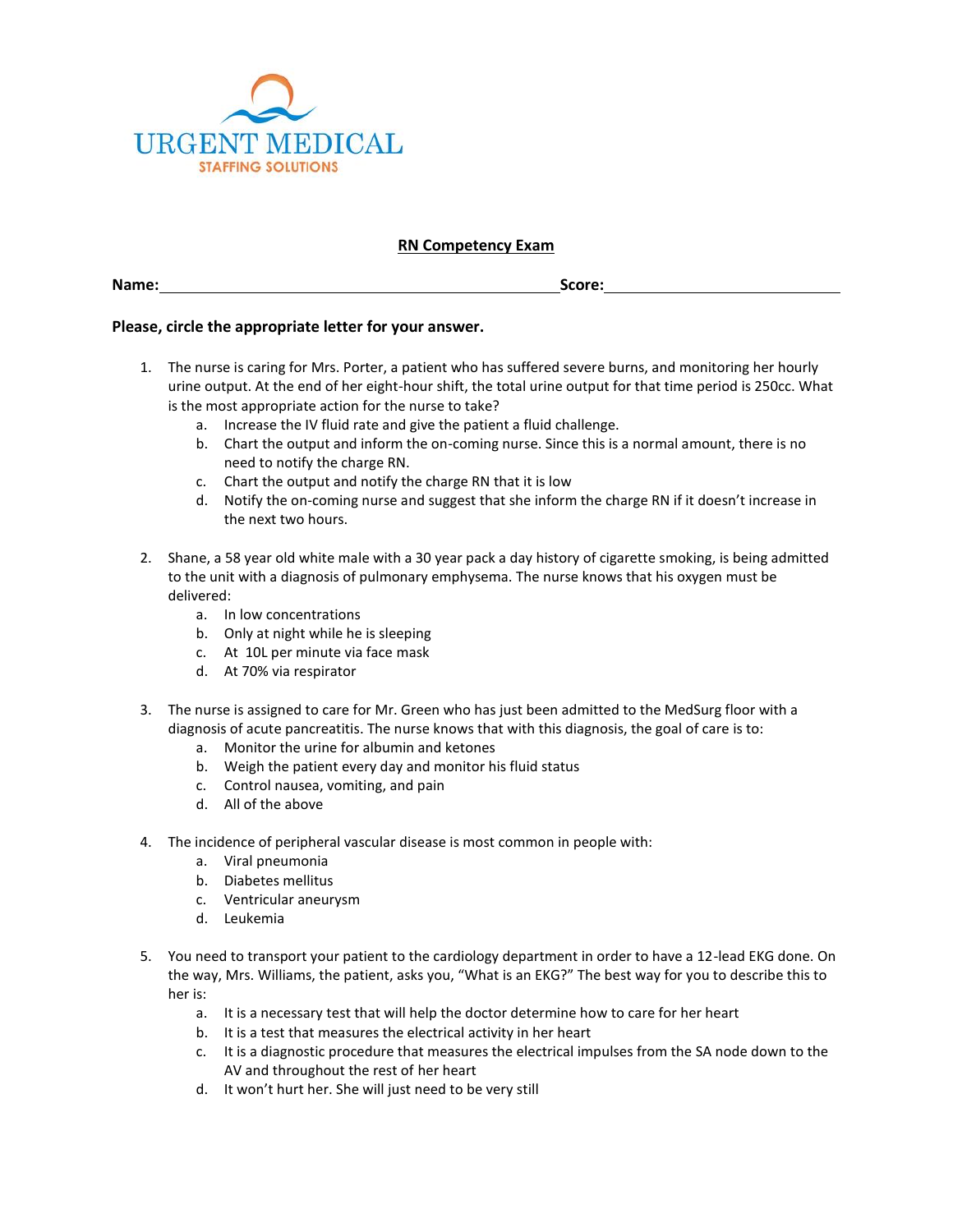URGENT MEDICAL
STAFFING SOLUTIONS

## RN Competency Exam

**Name:**\_\_\_\_\_\_\_\_\_\_\_\_\_\_\_\_\_\_\_\_\_\_\_\_\_\_\_\_\_\_\_\_\_\_\_\_\_\_\_\_\_\_\_\_\_\_\_\_\_\_\_**Score:**\_\_\_\_\_\_\_\_\_\_\_\_\_\_\_\_\_\_\_\_\_\_\_\_\_\_\_\_\_\_

**Please, circle the appropriate letter for your answer.**

1. The nurse is caring for Mrs. Porter, a patient who has suffered severe burns, and monitoring her hourly urine output. At the end of her eight-hour shift, the total urine output for that time period is 250cc. What is the most appropriate action for the nurse to take?
   a. Increase the IV fluid rate and give the patient a fluid challenge.
   b. Chart the output and inform the on-coming nurse. Since this is a normal amount, there is no need to notify the charge RN.
   c. Chart the output and notify the charge RN that it is low
   d. Notify the on-coming nurse and suggest that she inform the charge RN if it doesn't increase in the next two hours.

2. Shane, a 58 year old white male with a 30 year pack a day history of cigarette smoking, is being admitted to the unit with a diagnosis of pulmonary emphysema. The nurse knows that his oxygen must be delivered:
   a. In low concentrations
   b. Only at night while he is sleeping
   c. At 10L per minute via face mask
   d. At 70% via respirator

3. The nurse is assigned to care for Mr. Green who has just been admitted to the MedSurg floor with a diagnosis of acute pancreatitis. The nurse knows that with this diagnosis, the goal of care is to:
   a. Monitor the urine for albumin and ketones
   b. Weigh the patient every day and monitor his fluid status
   c. Control nausea, vomiting, and pain
   d. All of the above

4. The incidence of peripheral vascular disease is most common in people with:
   a. Viral pneumonia
   b. Diabetes mellitus
   c. Ventricular aneurysm
   d. Leukemia

5. You need to transport your patient to the cardiology department in order to have a 12-lead EKG done. On the way, Mrs. Williams, the patient, asks you, "What is an EKG?" The best way for you to describe this to her is:
   a. It is a necessary test that will help the doctor determine how to care for her heart
   b. It is a test that measures the electrical activity in her heart
   c. It is a diagnostic procedure that measures the electrical impulses from the SA node down to the AV and throughout the rest of her heart
   d. It won't hurt her. She will just need to be very still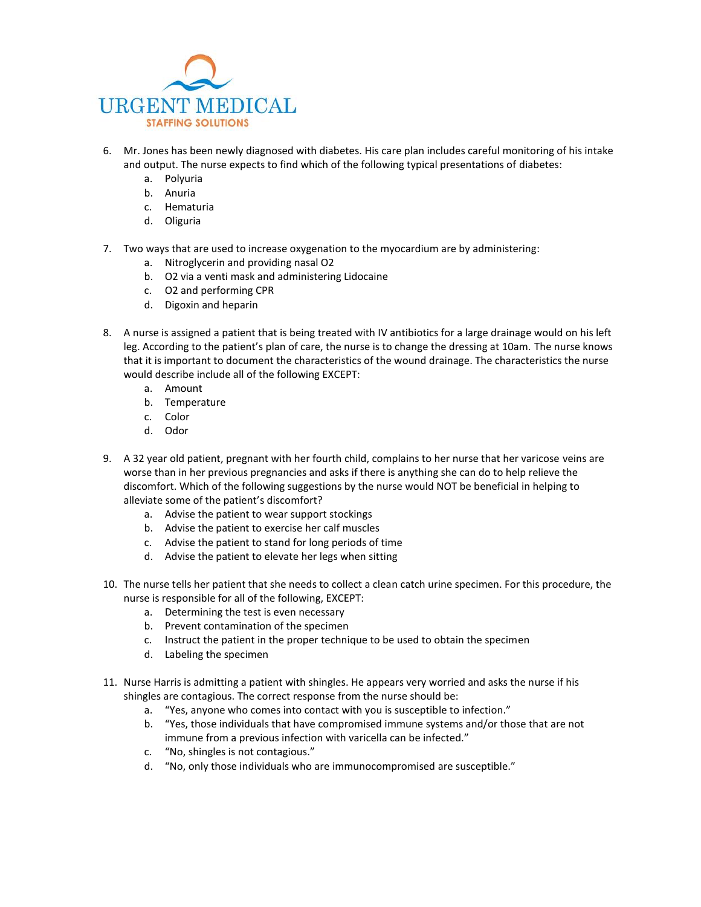6. Mr. Jones has been newly diagnosed with diabetes. His care plan includes careful monitoring of his intake and output. The nurse expects to find which of the following typical presentations of diabetes:
   a. Polyuria
   b. Anuria
   c. Hematuria
   d. Oliguria

7. Two ways that are used to increase oxygenation to the myocardium are by administering:
   a. Nitroglycerin and providing nasal O2
   b. O2 via a venti mask and administering Lidocaine
   c. O2 and performing CPR
   d. Digoxin and heparin

8. A nurse is assigned a patient that is being treated with IV antibiotics for a large drainage would on his left leg. According to the patient's plan of care, the nurse is to change the dressing at 10am. The nurse knows that it is important to document the characteristics of the wound drainage. The characteristics the nurse would describe include all of the following EXCEPT:
   a. Amount
   b. Temperature
   c. Color
   d. Odor

9. A 32 year old patient, pregnant with her fourth child, complains to her nurse that her varicose veins are worse than in her previous pregnancies and asks if there is anything she can do to help relieve the discomfort. Which of the following suggestions by the nurse would NOT be beneficial in helping to alleviate some of the patient's discomfort?
   a. Advise the patient to wear support stockings
   b. Advise the patient to exercise her calf muscles
   c. Advise the patient to stand for long periods of time
   d. Advise the patient to elevate her legs when sitting

10. The nurse tells her patient that she needs to collect a clean catch urine specimen. For this procedure, the nurse is responsible for all of the following, EXCEPT:
    a. Determining the test is even necessary
    b. Prevent contamination of the specimen
    c. Instruct the patient in the proper technique to be used to obtain the specimen
    d. Labeling the specimen

11. Nurse Harris is admitting a patient with shingles. He appears very worried and asks the nurse if his shingles are contagious. The correct response from the nurse should be:
    a. "Yes, anyone who comes into contact with you is susceptible to infection."
    b. "Yes, those individuals that have compromised immune systems and/or those that are not immune from a previous infection with varicella can be infected."
    c. "No, shingles is not contagious."
    d. "No, only those individuals who are immunocompromised are susceptible."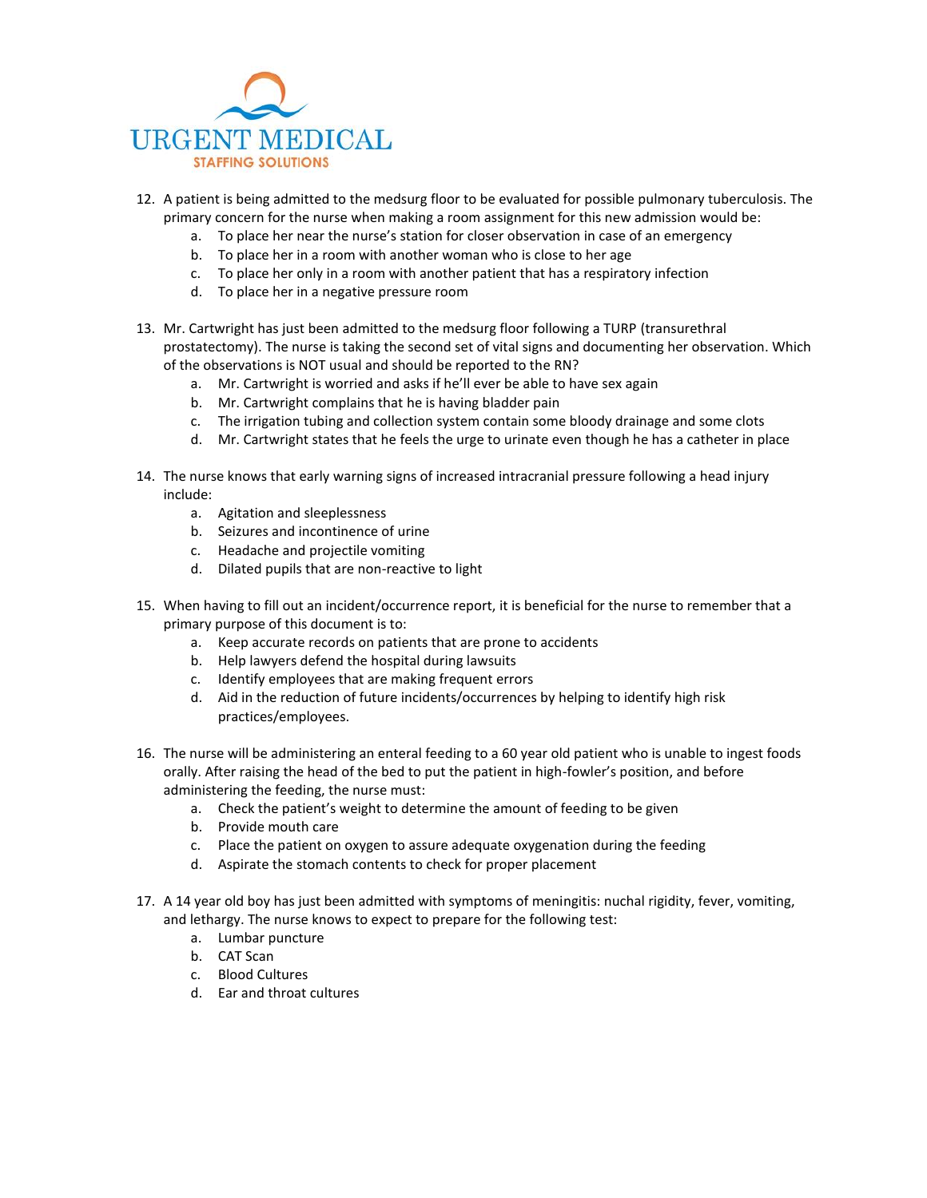12. A patient is being admitted to the medsurg floor to be evaluated for possible pulmonary tuberculosis. The primary concern for the nurse when making a room assignment for this new admission would be:
    a. To place her near the nurse's station for closer observation in case of an emergency
    b. To place her in a room with another woman who is close to her age
    c. To place her only in a room with another patient that has a respiratory infection
    d. To place her in a negative pressure room

13. Mr. Cartwright has just been admitted to the medsurg floor following a TURP (transurethral prostatectomy). The nurse is taking the second set of vital signs and documenting her observation. Which of the observations is NOT usual and should be reported to the RN?
    a. Mr. Cartwright is worried and asks if he'll ever be able to have sex again
    b. Mr. Cartwright complains that he is having bladder pain
    c. The irrigation tubing and collection system contain some bloody drainage and some clots
    d. Mr. Cartwright states that he feels the urge to urinate even though he has a catheter in place

14. The nurse knows that early warning signs of increased intracranial pressure following a head injury include:
    a. Agitation and sleeplessness
    b. Seizures and incontinence of urine
    c. Headache and projectile vomiting
    d. Dilated pupils that are non-reactive to light

15. When having to fill out an incident/occurrence report, it is beneficial for the nurse to remember that a primary purpose of this document is to:
    a. Keep accurate records on patients that are prone to accidents
    b. Help lawyers defend the hospital during lawsuits
    c. Identify employees that are making frequent errors
    d. Aid in the reduction of future incidents/occurrences by helping to identify high risk practices/employees.

16. The nurse will be administering an enteral feeding to a 60 year old patient who is unable to ingest foods orally. After raising the head of the bed to put the patient in high-fowler's position, and before administering the feeding, the nurse must:
    a. Check the patient's weight to determine the amount of feeding to be given
    b. Provide mouth care
    c. Place the patient on oxygen to assure adequate oxygenation during the feeding
    d. Aspirate the stomach contents to check for proper placement

17. A 14 year old boy has just been admitted with symptoms of meningitis: nuchal rigidity, fever, vomiting, and lethargy. The nurse knows to expect to prepare for the following test:
    a. Lumbar puncture
    b. CAT Scan
    c. Blood Cultures
    d. Ear and throat cultures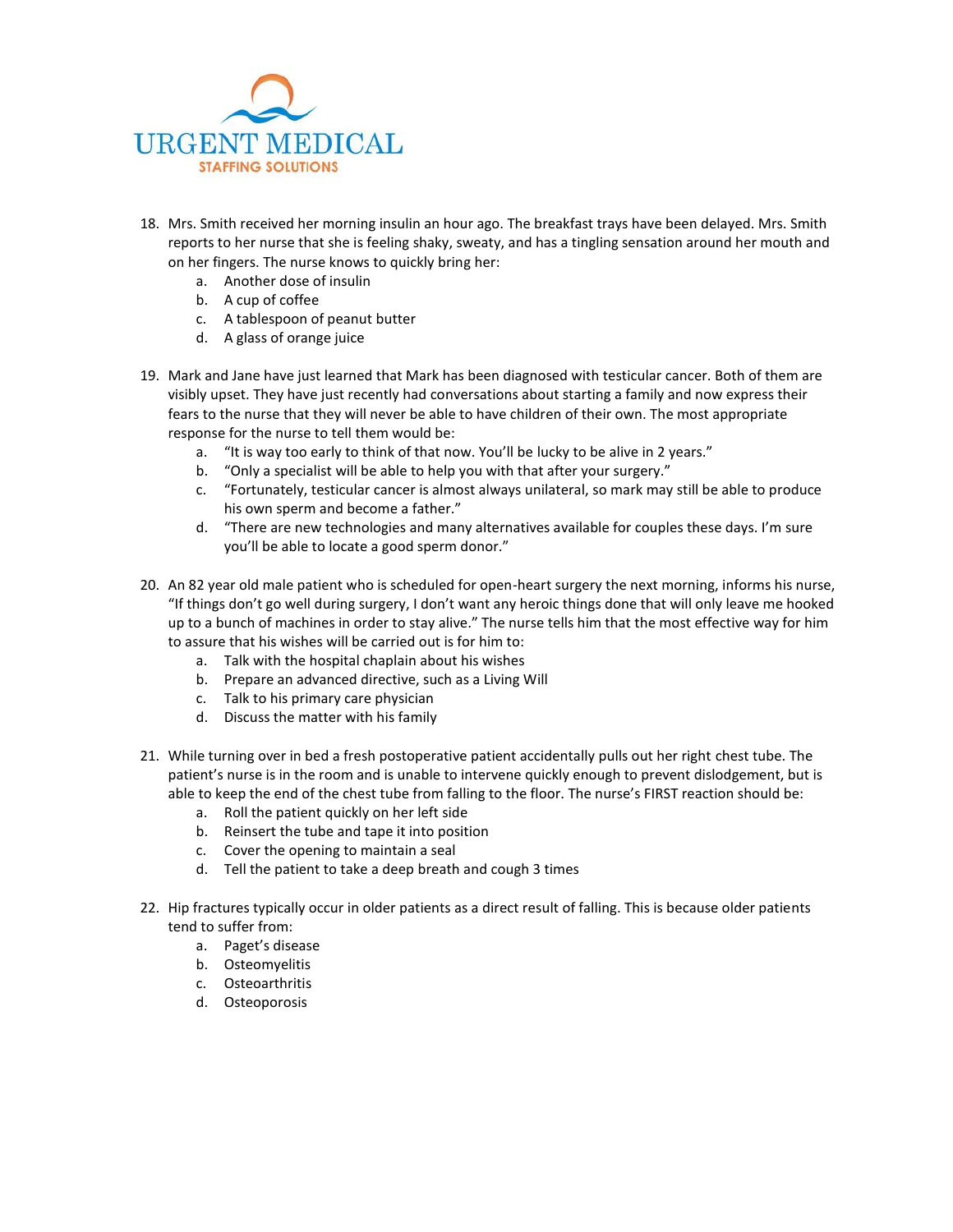18. Mrs. Smith received her morning insulin an hour ago. The breakfast trays have been delayed. Mrs. Smith reports to her nurse that she is feeling shaky, sweaty, and has a tingling sensation around her mouth and on her fingers. The nurse knows to quickly bring her:
    a. Another dose of insulin
    b. A cup of coffee
    c. A tablespoon of peanut butter
    d. A glass of orange juice

19. Mark and Jane have just learned that Mark has been diagnosed with testicular cancer. Both of them are visibly upset. They have just recently had conversations about starting a family and now express their fears to the nurse that they will never be able to have children of their own. The most appropriate response for the nurse to tell them would be:
    a. "It is way too early to think of that now. You'll be lucky to be alive in 2 years."
    b. "Only a specialist will be able to help you with that after your surgery."
    c. "Fortunately, testicular cancer is almost always unilateral, so mark may still be able to produce his own sperm and become a father."
    d. "There are new technologies and many alternatives available for couples these days. I'm sure you'll be able to locate a good sperm donor."

20. An 82 year old male patient who is scheduled for open-heart surgery the next morning, informs his nurse, "If things don't go well during surgery, I don't want any heroic things done that will only leave me hooked up to a bunch of machines in order to stay alive." The nurse tells him that the most effective way for him to assure that his wishes will be carried out is for him to:
    a. Talk with the hospital chaplain about his wishes
    b. Prepare an advanced directive, such as a Living Will
    c. Talk to his primary care physician
    d. Discuss the matter with his family

21. While turning over in bed a fresh postoperative patient accidentally pulls out her right chest tube. The patient's nurse is in the room and is unable to intervene quickly enough to prevent dislodgement, but is able to keep the end of the chest tube from falling to the floor. The nurse's FIRST reaction should be:
    a. Roll the patient quickly on her left side
    b. Reinsert the tube and tape it into position
    c. Cover the opening to maintain a seal
    d. Tell the patient to take a deep breath and cough 3 times

22. Hip fractures typically occur in older patients as a direct result of falling. This is because older patients tend to suffer from:
    a. Paget's disease
    b. Osteomyelitis
    c. Osteoarthritis
    d. Osteoporosis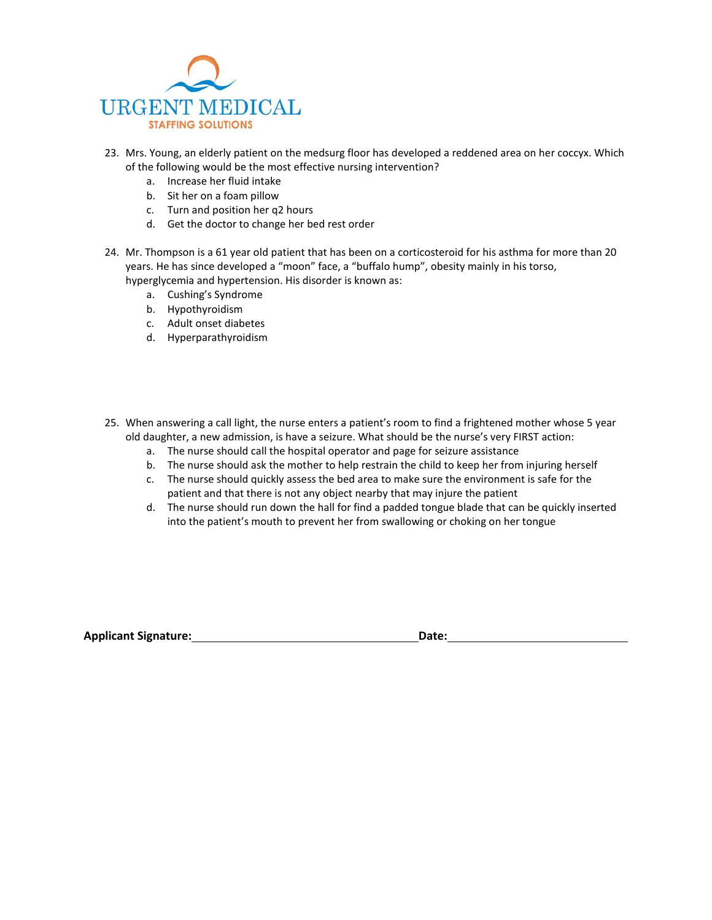23. Mrs. Young, an elderly patient on the medsurg floor has developed a reddened area on her coccyx. Which of the following would be the most effective nursing intervention?
    a. Increase her fluid intake
    b. Sit her on a foam pillow
    c. Turn and position her q2 hours
    d. Get the doctor to change her bed rest order

24. Mr. Thompson is a 61 year old patient that has been on a corticosteroid for his asthma for more than 20 years. He has since developed a "moon" face, a "buffalo hump", obesity mainly in his torso, hyperglycemia and hypertension. His disorder is known as:
    a. Cushing's Syndrome
    b. Hypothyroidism
    c. Adult onset diabetes
    d. Hyperparathyroidism

25. When answering a call light, the nurse enters a patient's room to find a frightened mother whose 5 year old daughter, a new admission, is have a seizure. What should be the nurse's very FIRST action:
    a. The nurse should call the hospital operator and page for seizure assistance
    b. The nurse should ask the mother to help restrain the child to keep her from injuring herself
    c. The nurse should quickly assess the bed area to make sure the environment is safe for the patient and that there is not any object nearby that may injure the patient
    d. The nurse should run down the hall for find a padded tongue blade that can be quickly inserted into the patient's mouth to prevent her from swallowing or choking on her tongue

**Applicant Signature:**\_\_\_\_\_\_\_\_\_\_\_\_\_\_\_\_\_\_\_\_\_\_\_\_\_\_\_\_\_\_ **Date:**\_\_\_\_\_\_\_\_\_\_\_\_\_\_\_\_\_\_\_\_\_\_\_\_